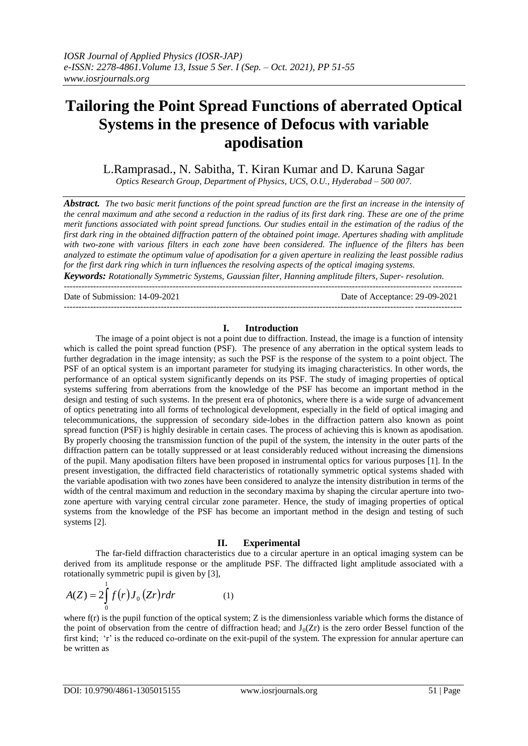# Tailoring the Point Spread Functions of aberrated Optical Systems in the presence of Defocus with variable apodisation

L.Ramprasad., N. Sabitha, T. Kiran Kumar and D. Karuna Sagar

*Optics Research Group, Department of Physics, UCS, O.U., Hyderabad – 500 007.*

***Abstract.*** *The two basic merit functions of the point spread function are the first an increase in the intensity of the cenral maximum and athe second a reduction in the radius of its first dark ring. These are one of the prime merit functions associated with point spread functions. Our studies entail in the estimation of the radius of the first dark ring in the obtained diffraction pattern of the obtained point image. Apertures shading with amplitude with two-zone with various filters in each zone have been considered. The influence of the filters has been analyzed to estimate the optimum value of apodisation for a given aperture in realizing the least possible radius for the first dark ring which in turn influences the resolving aspects of the optical imaging systems.*

***Keywords:*** *Rotationally Symmetric Systems, Gaussian filter, Hanning amplitude filters, Super- resolution.*

---

Date of Submission: 14-09-2021 Date of Acceptance: 29-09-2021

---

## I. Introduction

The image of a point object is not a point due to diffraction. Instead, the image is a function of intensity which is called the point spread function (PSF). The presence of any aberration in the optical system leads to further degradation in the image intensity; as such the PSF is the response of the system to a point object. The PSF of an optical system is an important parameter for studying its imaging characteristics. In other words, the performance of an optical system significantly depends on its PSF. The study of imaging properties of optical systems suffering from aberrations from the knowledge of the PSF has become an important method in the design and testing of such systems. In the present era of photonics, where there is a wide surge of advancement of optics penetrating into all forms of technological development, especially in the field of optical imaging and telecommunications, the suppression of secondary side-lobes in the diffraction pattern also known as point spread function (PSF) is highly desirable in certain cases. The process of achieving this is known as apodisation. By properly choosing the transmission function of the pupil of the system, the intensity in the outer parts of the diffraction pattern can be totally suppressed or at least considerably reduced without increasing the dimensions of the pupil. Many apodisation filters have been proposed in instrumental optics for various purposes [1]. In the present investigation, the diffracted field characteristics of rotationally symmetric optical systems shaded with the variable apodisation with two zones have been considered to analyze the intensity distribution in terms of the width of the central maximum and reduction in the secondary maxima by shaping the circular aperture into two-zone aperture with varying central circular zone parameter. Hence, the study of imaging properties of optical systems from the knowledge of the PSF has become an important method in the design and testing of such systems [2].

## II. Experimental

The far-field diffraction characteristics due to a circular aperture in an optical imaging system can be derived from its amplitude response or the amplitude PSF. The diffracted light amplitude associated with a rotationally symmetric pupil is given by [3],

$$A(Z) = 2\int_{0}^{1} f(r) J_0(Zr) r dr \qquad (1)$$

where $f(r)$ is the pupil function of the optical system; Z is the dimensionless variable which forms the distance of the point of observation from the centre of diffraction head; and $J_0(Zr)$ is the zero order Bessel function of the first kind; 'r' is the reduced co-ordinate on the exit-pupil of the system. The expression for annular aperture can be written as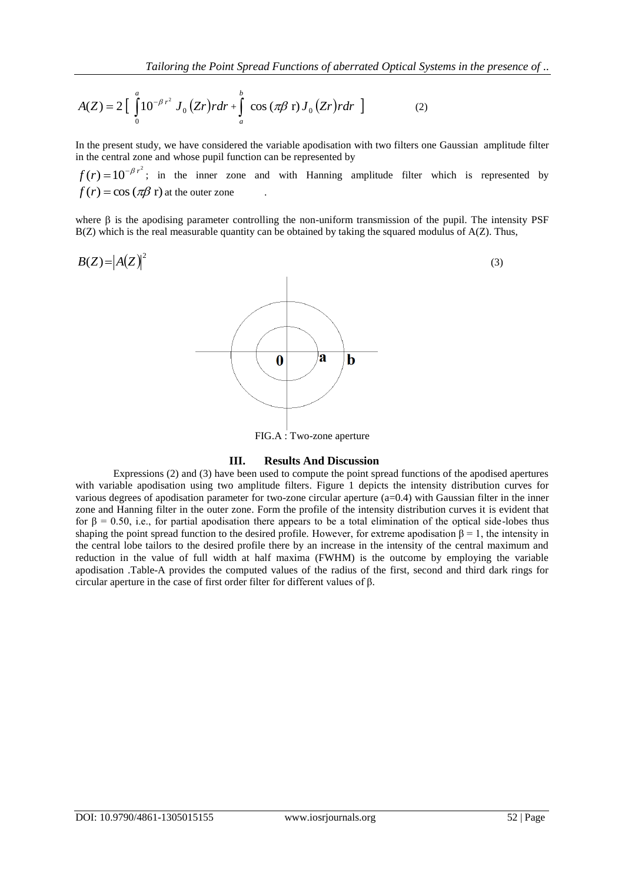$$A(Z) = 2\left[ \int_0^a 10^{-\beta r^2} J_0(Zr) r dr + \int_a^b \cos(\pi\beta r) J_0(Zr) r dr \right] \qquad (2)$$

In the present study, we have considered the variable apodisation with two filters one Gaussian amplitude filter in the central zone and whose pupil function can be represented by

$f(r) = 10^{-\beta r^2}$; in the inner zone and with Hanning amplitude filter which is represented by $f(r) = \cos(\pi\beta r)$ at the outer zone .

where $\beta$ is the apodising parameter controlling the non-uniform transmission of the pupil. The intensity PSF $B(Z)$ which is the real measurable quantity can be obtained by taking the squared modulus of $A(Z)$. Thus,

$$B(Z) = |A(Z)|^2 \qquad (3)$$

FIG.A : Two-zone aperture

## III. Results And Discussion

Expressions (2) and (3) have been used to compute the point spread functions of the apodised apertures with variable apodisation using two amplitude filters. Figure 1 depicts the intensity distribution curves for various degrees of apodisation parameter for two-zone circular aperture (a=0.4) with Gaussian filter in the inner zone and Hanning filter in the outer zone. Form the profile of the intensity distribution curves it is evident that for $\beta = 0.50$, i.e., for partial apodisation there appears to be a total elimination of the optical side-lobes thus shaping the point spread function to the desired profile. However, for extreme apodisation $\beta = 1$, the intensity in the central lobe tailors to the desired profile there by an increase in the intensity of the central maximum and reduction in the value of full width at half maxima (FWHM) is the outcome by employing the variable apodisation .Table-A provides the computed values of the radius of the first, second and third dark rings for circular aperture in the case of first order filter for different values of $\beta$.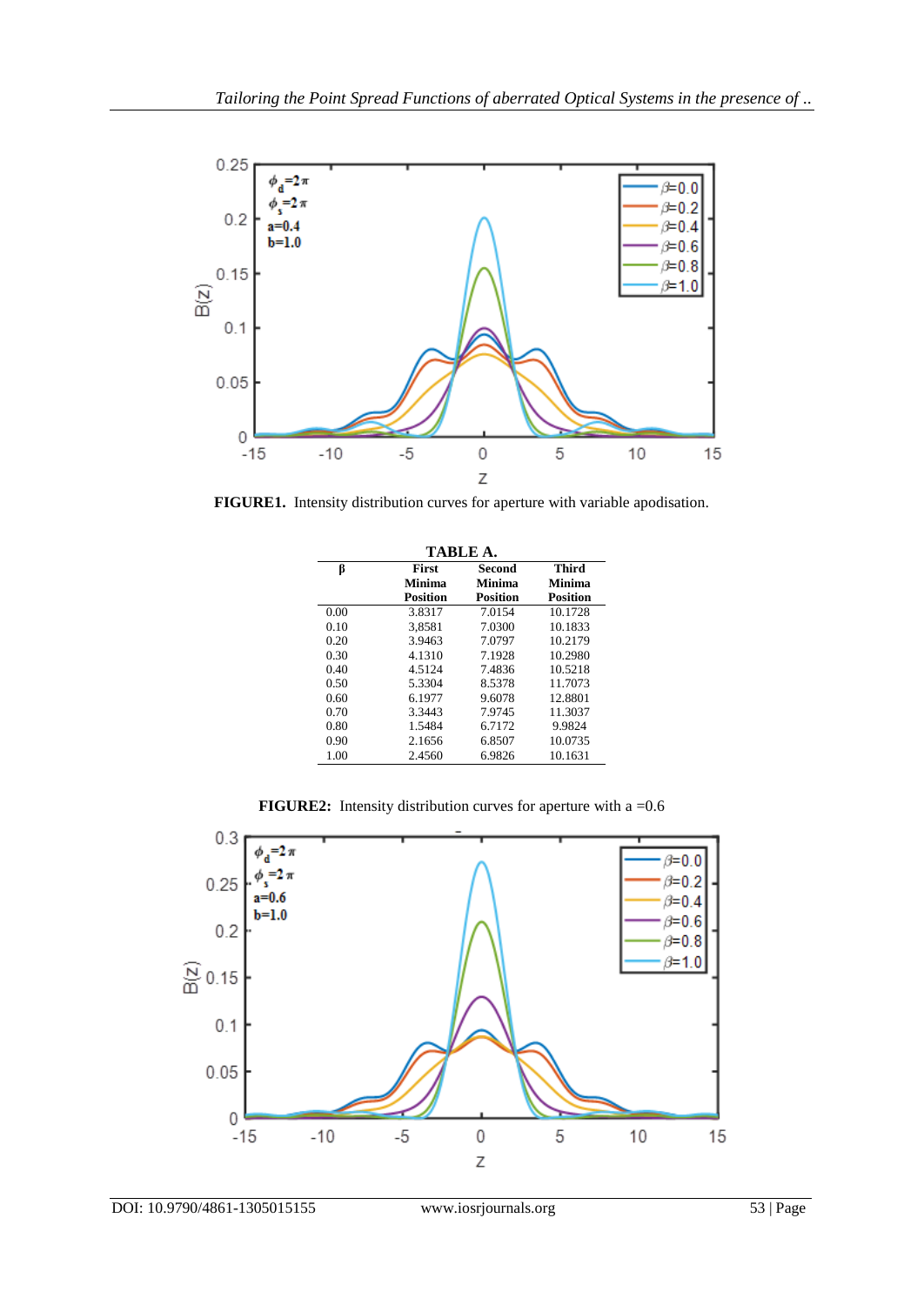**FIGURE1.** Intensity distribution curves for aperture with variable apodisation.

**TABLE A.**

| β | First Minima Position | Second Minima Position | Third Minima Position |
|---|---|---|---|
| 0.00 | 3.8317 | 7.0154 | 10.1728 |
| 0.10 | 3,8581 | 7.0300 | 10.1833 |
| 0.20 | 3.9463 | 7.0797 | 10.2179 |
| 0.30 | 4.1310 | 7.1928 | 10.2980 |
| 0.40 | 4.5124 | 7.4836 | 10.5218 |
| 0.50 | 5.3304 | 8.5378 | 11.7073 |
| 0.60 | 6.1977 | 9.6078 | 12.8801 |
| 0.70 | 3.3443 | 7.9745 | 11.3037 |
| 0.80 | 1.5484 | 6.7172 | 9.9824 |
| 0.90 | 2.1656 | 6.8507 | 10.0735 |
| 1.00 | 2.4560 | 6.9826 | 10.1631 |

**FIGURE2:** Intensity distribution curves for aperture with a =0.6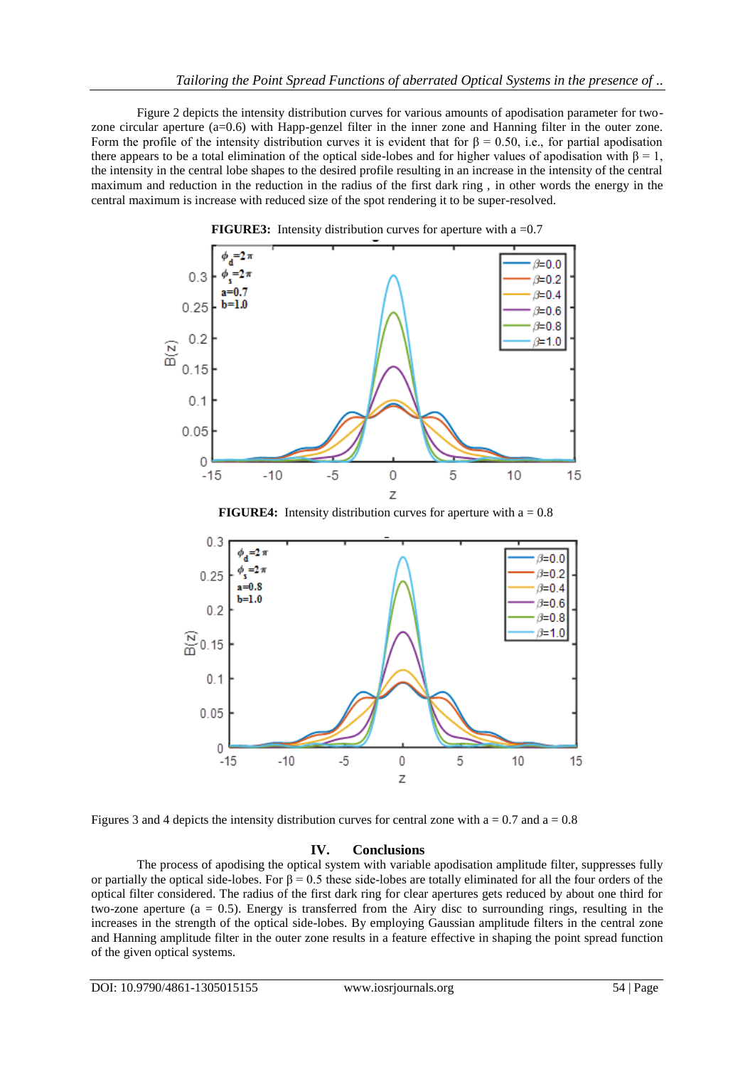Figure 2 depicts the intensity distribution curves for various amounts of apodisation parameter for two-zone circular aperture (a=0.6) with Happ-genzel filter in the inner zone and Hanning filter in the outer zone. Form the profile of the intensity distribution curves it is evident that for β = 0.50, i.e., for partial apodisation there appears to be a total elimination of the optical side-lobes and for higher values of apodisation with β = 1, the intensity in the central lobe shapes to the desired profile resulting in an increase in the intensity of the central maximum and reduction in the reduction in the radius of the first dark ring , in other words the energy in the central maximum is increase with reduced size of the spot rendering it to be super-resolved.

**FIGURE3:** Intensity distribution curves for aperture with a =0.7

**FIGURE4:** Intensity distribution curves for aperture with a = 0.8

Figures 3 and 4 depicts the intensity distribution curves for central zone with a = 0.7 and a = 0.8

## IV. Conclusions

The process of apodising the optical system with variable apodisation amplitude filter, suppresses fully or partially the optical side-lobes. For β = 0.5 these side-lobes are totally eliminated for all the four orders of the optical filter considered. The radius of the first dark ring for clear apertures gets reduced by about one third for two-zone aperture (a = 0.5). Energy is transferred from the Airy disc to surrounding rings, resulting in the increases in the strength of the optical side-lobes. By employing Gaussian amplitude filters in the central zone and Hanning amplitude filter in the outer zone results in a feature effective in shaping the point spread function of the given optical systems.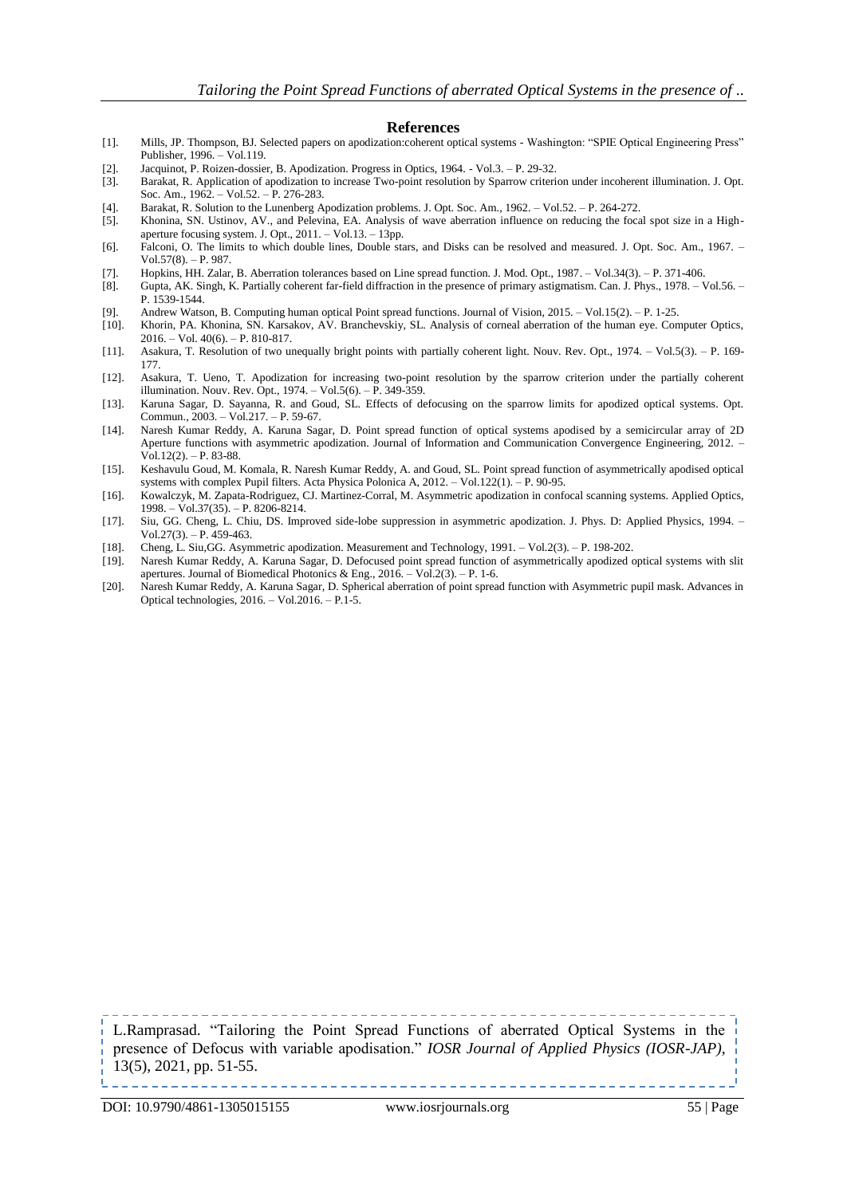## References

[1]. Mills, JP. Thompson, BJ. Selected papers on apodization:coherent optical systems - Washington: "SPIE Optical Engineering Press" Publisher, 1996. – Vol.119.

[2]. Jacquinot, P. Roizen-dossier, B. Apodization. Progress in Optics, 1964. - Vol.3. – P. 29-32.

[3]. Barakat, R. Application of apodization to increase Two-point resolution by Sparrow criterion under incoherent illumination. J. Opt. Soc. Am., 1962. – Vol.52. – P. 276-283.

[4]. Barakat, R. Solution to the Lunenberg Apodization problems. J. Opt. Soc. Am., 1962. – Vol.52. – P. 264-272.

[5]. Khonina, SN. Ustinov, AV., and Pelevina, EA. Analysis of wave aberration influence on reducing the focal spot size in a High-aperture focusing system. J. Opt., 2011. – Vol.13. – 13pp.

[6]. Falconi, O. The limits to which double lines, Double stars, and Disks can be resolved and measured. J. Opt. Soc. Am., 1967. – Vol.57(8). – P. 987.

[7]. Hopkins, HH. Zalar, B. Aberration tolerances based on Line spread function. J. Mod. Opt., 1987. – Vol.34(3). – P. 371-406.

[8]. Gupta, AK. Singh, K. Partially coherent far-field diffraction in the presence of primary astigmatism. Can. J. Phys., 1978. – Vol.56. – P. 1539-1544.

[9]. Andrew Watson, B. Computing human optical Point spread functions. Journal of Vision, 2015. – Vol.15(2). – P. 1-25.

[10]. Khorin, PA. Khonina, SN. Karsakov, AV. Branchevskiy, SL. Analysis of corneal aberration of the human eye. Computer Optics, 2016. – Vol. 40(6). – P. 810-817.

[11]. Asakura, T. Resolution of two unequally bright points with partially coherent light. Nouv. Rev. Opt., 1974. – Vol.5(3). – P. 169-177.

[12]. Asakura, T. Ueno, T. Apodization for increasing two-point resolution by the sparrow criterion under the partially coherent illumination. Nouv. Rev. Opt., 1974. – Vol.5(6). – P. 349-359.

[13]. Karuna Sagar, D. Sayanna, R. and Goud, SL. Effects of defocusing on the sparrow limits for apodized optical systems. Opt. Commun., 2003. – Vol.217. – P. 59-67.

[14]. Naresh Kumar Reddy, A. Karuna Sagar, D. Point spread function of optical systems apodised by a semicircular array of 2D Aperture functions with asymmetric apodization. Journal of Information and Communication Convergence Engineering, 2012. – Vol.12(2). – P. 83-88.

[15]. Keshavulu Goud, M. Komala, R. Naresh Kumar Reddy, A. and Goud, SL. Point spread function of asymmetrically apodised optical systems with complex Pupil filters. Acta Physica Polonica A, 2012. – Vol.122(1). – P. 90-95.

[16]. Kowalczyk, M. Zapata-Rodriguez, CJ. Martinez-Corral, M. Asymmetric apodization in confocal scanning systems. Applied Optics, 1998. – Vol.37(35). – P. 8206-8214.

[17]. Siu, GG. Cheng, L. Chiu, DS. Improved side-lobe suppression in asymmetric apodization. J. Phys. D: Applied Physics, 1994. – Vol.27(3). – P. 459-463.

[18]. Cheng, L. Siu,GG. Asymmetric apodization. Measurement and Technology, 1991. – Vol.2(3). – P. 198-202.

[19]. Naresh Kumar Reddy, A. Karuna Sagar, D. Defocused point spread function of asymmetrically apodized optical systems with slit apertures. Journal of Biomedical Photonics & Eng., 2016. – Vol.2(3). – P. 1-6.

[20]. Naresh Kumar Reddy, A. Karuna Sagar, D. Spherical aberration of point spread function with Asymmetric pupil mask. Advances in Optical technologies, 2016. – Vol.2016. – P.1-5.

L.Ramprasad. "Tailoring the Point Spread Functions of aberrated Optical Systems in the presence of Defocus with variable apodisation." *IOSR Journal of Applied Physics (IOSR-JAP)*, 13(5), 2021, pp. 51-55.